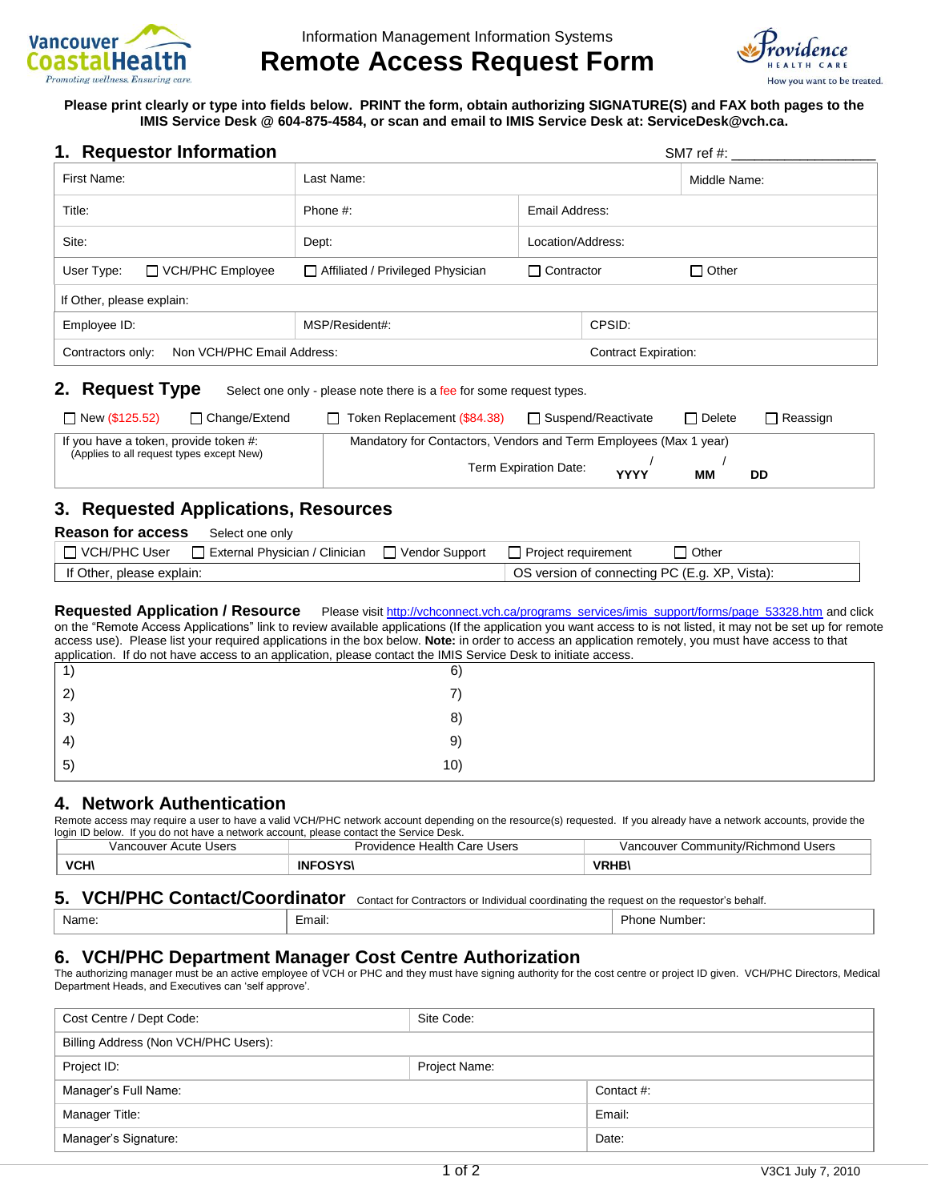Vancouver CoastalHealth
*Promoting wellness. Ensuring care.*

Information Management Information Systems

# Remote Access Request Form

Providence HEALTH CARE
*How you want to be treated.*

**Please print clearly or type into fields below. PRINT the form, obtain authorizing SIGNATURE(S) and FAX both pages to the IMIS Service Desk @ 604-875-4584, or scan and email to IMIS Service Desk at: ServiceDesk@vch.ca.**

## 1. Requestor Information

SM7 ref #: ___________________

| First Name: | Last Name: | | Middle Name: |
|---|---|---|---|
| Title: | Phone #: | Email Address: | |
| Site: | Dept: | Location/Address: | |
| User Type: ☐ VCH/PHC Employee | ☐ Affiliated / Privileged Physician | ☐ Contractor | ☐ Other |
| If Other, please explain: | | | |
| Employee ID: | MSP/Resident#: | CPSID: | |
| Contractors only: Non VCH/PHC Email Address: | | Contract Expiration: | |

## 2. Request Type

Select one only - please note there is a fee for some request types.

☐ New ($125.52) ☐ Change/Extend ☐ Token Replacement ($84.38) ☐ Suspend/Reactivate ☐ Delete ☐ Reassign

| If you have a token, provide token #: (Applies to all request types except New) | Mandatory for Contactors, Vendors and Term Employees (Max 1 year) Term Expiration Date: ____ / ____ / ____ YYYY MM DD |
|---|---|

## 3. Requested Applications, Resources

**Reason for access** Select one only

| ☐ VCH/PHC User | ☐ External Physician / Clinician | ☐ Vendor Support | ☐ Project requirement | ☐ Other |
|---|---|---|---|---|
| If Other, please explain: | | | OS version of connecting PC (E.g. XP, Vista): | |

**Requested Application / Resource** Please visit http://vchconnect.vch.ca/programs_services/imis_support/forms/page_53328.htm and click on the "Remote Access Applications" link to review available applications (If the application you want access to is not listed, it may not be set up for remote access use). Please list your required applications in the box below. **Note:** in order to access an application remotely, you must have access to that application. If do not have access to an application, please contact the IMIS Service Desk to initiate access.

| | |
|---|---|
| 1) | 6) |
| 2) | 7) |
| 3) | 8) |
| 4) | 9) |
| 5) | 10) |

## 4. Network Authentication

Remote access may require a user to have a valid VCH/PHC network account depending on the resource(s) requested. If you already have a network accounts, provide the login ID below. If you do not have a network account, please contact the Service Desk.

| Vancouver Acute Users | Providence Health Care Users | Vancouver Community/Richmond Users |
|---|---|---|
| **VCH\\** | **INFOSYS\\** | **VRHB\\** |

## 5. VCH/PHC Contact/Coordinator

Contact for Contractors or Individual coordinating the request on the requestor's behalf.

| Name: | Email: | Phone Number: |
|---|---|---|

## 6. VCH/PHC Department Manager Cost Centre Authorization

The authorizing manager must be an active employee of VCH or PHC and they must have signing authority for the cost centre or project ID given. VCH/PHC Directors, Medical Department Heads, and Executives can 'self approve'.

| Cost Centre / Dept Code: | Site Code: | |
|---|---|---|
| Billing Address (Non VCH/PHC Users): | | |
| Project ID: | Project Name: | |
| Manager's Full Name: | | Contact #: |
| Manager Title: | | Email: |
| Manager's Signature: | | Date: |

V3C1 July 7, 2010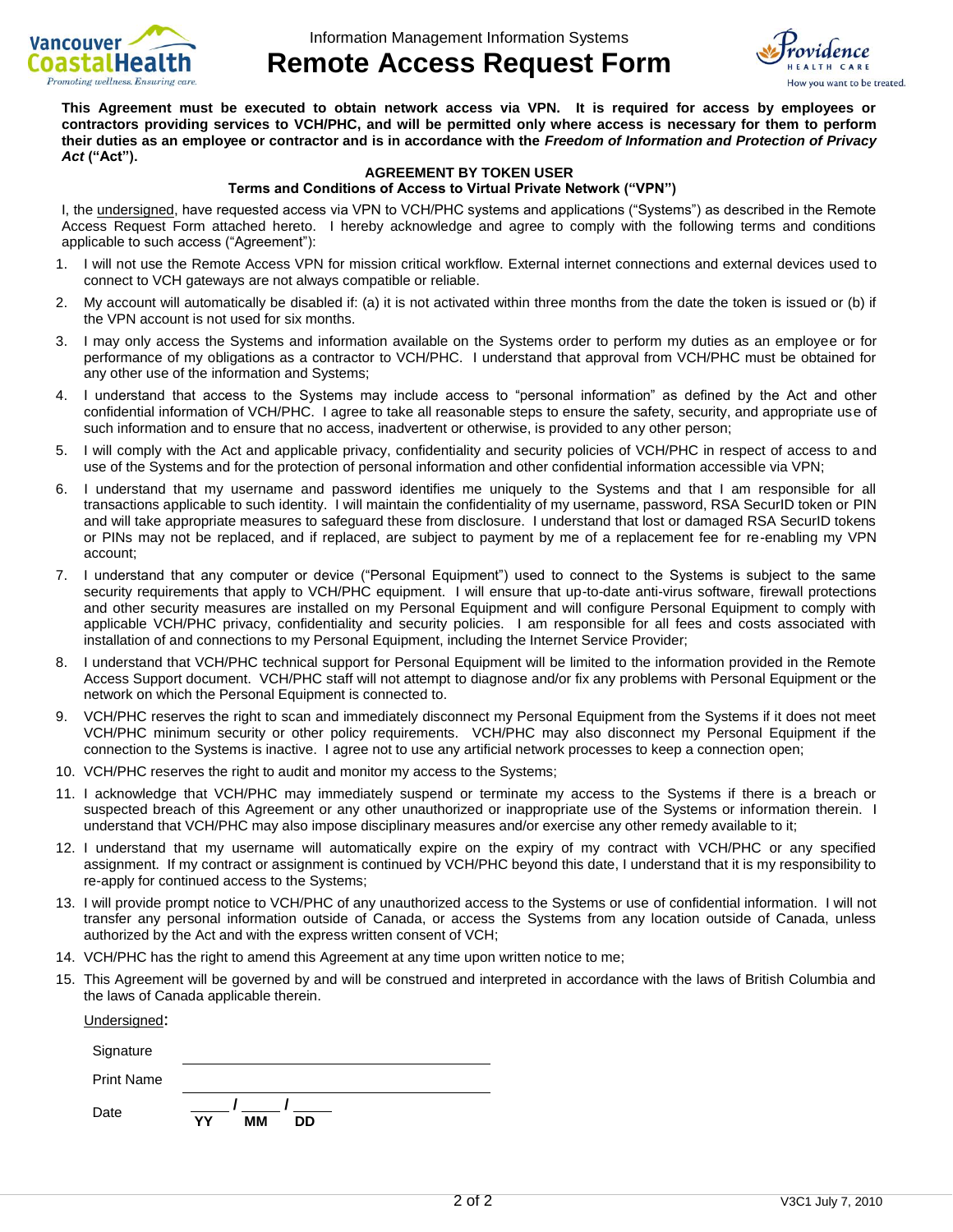Information Management Information Systems

# Remote Access Request Form

**This Agreement must be executed to obtain network access via VPN. It is required for access by employees or contractors providing services to VCH/PHC, and will be permitted only where access is necessary for them to perform their duties as an employee or contractor and is in accordance with the *Freedom of Information and Protection of Privacy Act* ("Act").**

## AGREEMENT BY TOKEN USER

### Terms and Conditions of Access to Virtual Private Network ("VPN")

I, the undersigned, have requested access via VPN to VCH/PHC systems and applications ("Systems") as described in the Remote Access Request Form attached hereto. I hereby acknowledge and agree to comply with the following terms and conditions applicable to such access ("Agreement"):

1. I will not use the Remote Access VPN for mission critical workflow. External internet connections and external devices used to connect to VCH gateways are not always compatible or reliable.
2. My account will automatically be disabled if: (a) it is not activated within three months from the date the token is issued or (b) if the VPN account is not used for six months.
3. I may only access the Systems and information available on the Systems order to perform my duties as an employee or for performance of my obligations as a contractor to VCH/PHC. I understand that approval from VCH/PHC must be obtained for any other use of the information and Systems;
4. I understand that access to the Systems may include access to "personal information" as defined by the Act and other confidential information of VCH/PHC. I agree to take all reasonable steps to ensure the safety, security, and appropriate use of such information and to ensure that no access, inadvertent or otherwise, is provided to any other person;
5. I will comply with the Act and applicable privacy, confidentiality and security policies of VCH/PHC in respect of access to and use of the Systems and for the protection of personal information and other confidential information accessible via VPN;
6. I understand that my username and password identifies me uniquely to the Systems and that I am responsible for all transactions applicable to such identity. I will maintain the confidentiality of my username, password, RSA SecurID token or PIN and will take appropriate measures to safeguard these from disclosure. I understand that lost or damaged RSA SecurID tokens or PINs may not be replaced, and if replaced, are subject to payment by me of a replacement fee for re-enabling my VPN account;
7. I understand that any computer or device ("Personal Equipment") used to connect to the Systems is subject to the same security requirements that apply to VCH/PHC equipment. I will ensure that up-to-date anti-virus software, firewall protections and other security measures are installed on my Personal Equipment and will configure Personal Equipment to comply with applicable VCH/PHC privacy, confidentiality and security policies. I am responsible for all fees and costs associated with installation of and connections to my Personal Equipment, including the Internet Service Provider;
8. I understand that VCH/PHC technical support for Personal Equipment will be limited to the information provided in the Remote Access Support document. VCH/PHC staff will not attempt to diagnose and/or fix any problems with Personal Equipment or the network on which the Personal Equipment is connected to.
9. VCH/PHC reserves the right to scan and immediately disconnect my Personal Equipment from the Systems if it does not meet VCH/PHC minimum security or other policy requirements. VCH/PHC may also disconnect my Personal Equipment if the connection to the Systems is inactive. I agree not to use any artificial network processes to keep a connection open;
10. VCH/PHC reserves the right to audit and monitor my access to the Systems;
11. I acknowledge that VCH/PHC may immediately suspend or terminate my access to the Systems if there is a breach or suspected breach of this Agreement or any other unauthorized or inappropriate use of the Systems or information therein. I understand that VCH/PHC may also impose disciplinary measures and/or exercise any other remedy available to it;
12. I understand that my username will automatically expire on the expiry of my contract with VCH/PHC or any specified assignment. If my contract or assignment is continued by VCH/PHC beyond this date, I understand that it is my responsibility to re-apply for continued access to the Systems;
13. I will provide prompt notice to VCH/PHC of any unauthorized access to the Systems or use of confidential information. I will not transfer any personal information outside of Canada, or access the Systems from any location outside of Canada, unless authorized by the Act and with the express written consent of VCH;
14. VCH/PHC has the right to amend this Agreement at any time upon written notice to me;
15. This Agreement will be governed by and will be construed and interpreted in accordance with the laws of British Columbia and the laws of Canada applicable therein.

Undersigned:

Signature ______________________________

Print Name ______________________________

Date _____ / _____ / _____
YY MM DD

V3C1 July 7, 2010